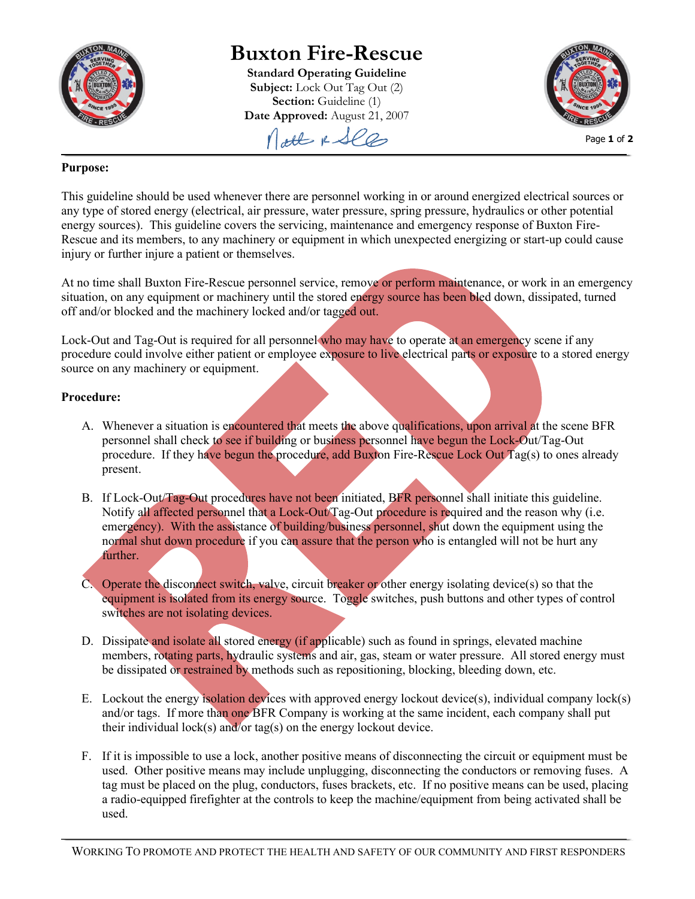# Buxton Fire-Rescue

**Standard Operating Guideline**
**Subject:** Lock Out Tag Out (2)
**Section:** Guideline (1)
**Date Approved:** August 21, 2007

RED

**Purpose:**

This guideline should be used whenever there are personnel working in or around energized electrical sources or any type of stored energy (electrical, air pressure, water pressure, spring pressure, hydraulics or other potential energy sources). This guideline covers the servicing, maintenance and emergency response of Buxton Fire-Rescue and its members, to any machinery or equipment in which unexpected energizing or start-up could cause injury or further injure a patient or themselves.

At no time shall Buxton Fire-Rescue personnel service, remove or perform maintenance, or work in an emergency situation, on any equipment or machinery until the stored energy source has been bled down, dissipated, turned off and/or blocked and the machinery locked and/or tagged out.

Lock-Out and Tag-Out is required for all personnel who may have to operate at an emergency scene if any procedure could involve either patient or employee exposure to live electrical parts or exposure to a stored energy source on any machinery or equipment.

**Procedure:**

A. Whenever a situation is encountered that meets the above qualifications, upon arrival at the scene BFR personnel shall check to see if building or business personnel have begun the Lock-Out/Tag-Out procedure. If they have begun the procedure, add Buxton Fire-Rescue Lock Out Tag(s) to ones already present.

B. If Lock-Out/Tag-Out procedures have not been initiated, BFR personnel shall initiate this guideline. Notify all affected personnel that a Lock-Out/Tag-Out procedure is required and the reason why (i.e. emergency). With the assistance of building/business personnel, shut down the equipment using the normal shut down procedure if you can assure that the person who is entangled will not be hurt any further.

C. Operate the disconnect switch, valve, circuit breaker or other energy isolating device(s) so that the equipment is isolated from its energy source. Toggle switches, push buttons and other types of control switches are not isolating devices.

D. Dissipate and isolate all stored energy (if applicable) such as found in springs, elevated machine members, rotating parts, hydraulic systems and air, gas, steam or water pressure. All stored energy must be dissipated or restrained by methods such as repositioning, blocking, bleeding down, etc.

E. Lockout the energy isolation devices with approved energy lockout device(s), individual company lock(s) and/or tags. If more than one BFR Company is working at the same incident, each company shall put their individual lock(s) and/or tag(s) on the energy lockout device.

F. If it is impossible to use a lock, another positive means of disconnecting the circuit or equipment must be used. Other positive means may include unplugging, disconnecting the conductors or removing fuses. A tag must be placed on the plug, conductors, fuses brackets, etc. If no positive means can be used, placing a radio-equipped firefighter at the controls to keep the machine/equipment from being activated shall be used.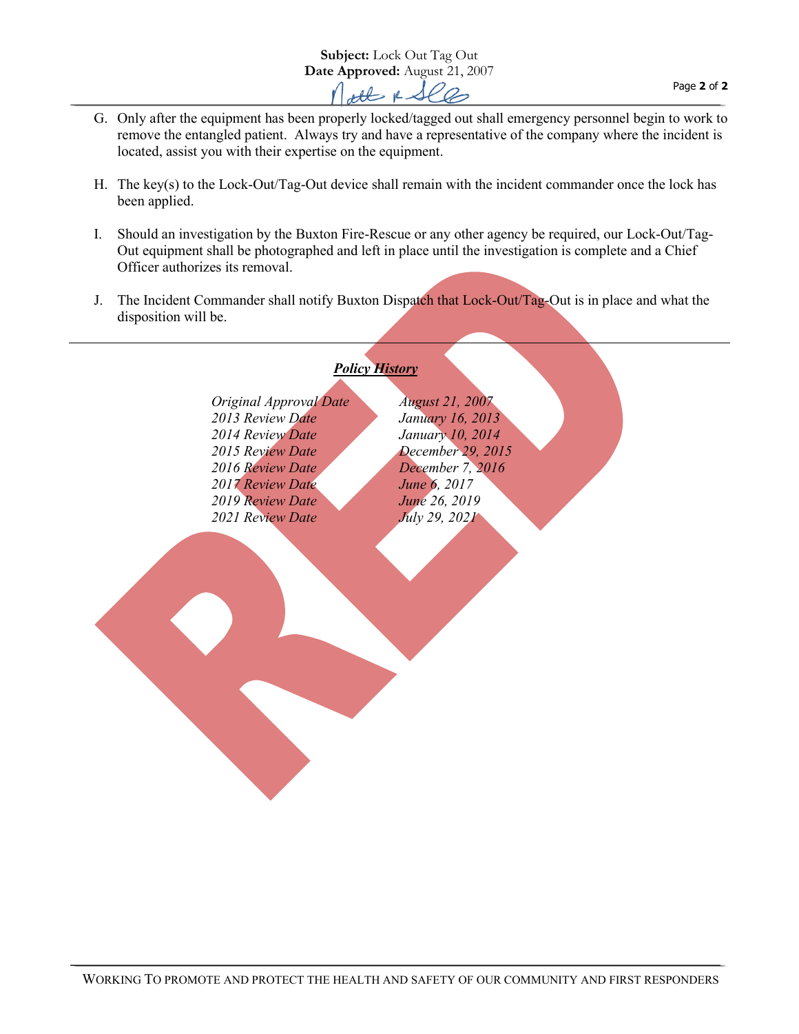G. Only after the equipment has been properly locked/tagged out shall emergency personnel begin to work to remove the entangled patient. Always try and have a representative of the company where the incident is located, assist you with their expertise on the equipment.

H. The key(s) to the Lock-Out/Tag-Out device shall remain with the incident commander once the lock has been applied.

I. Should an investigation by the Buxton Fire-Rescue or any other agency be required, our Lock-Out/Tag-Out equipment shall be photographed and left in place until the investigation is complete and a Chief Officer authorizes its removal.

J. The Incident Commander shall notify Buxton Dispatch that Lock-Out/Tag-Out is in place and what the disposition will be.

---

***Policy History***

| | |
|---|---|
| *Original Approval Date* | *August 21, 2007* |
| *2013 Review Date* | *January 16, 2013* |
| *2014 Review Date* | *January 10, 2014* |
| *2015 Review Date* | *December 29, 2015* |
| *2016 Review Date* | *December 7, 2016* |
| *2017 Review Date* | *June 6, 2017* |
| *2019 Review Date* | *June 26, 2019* |
| *2021 Review Date* | *July 29, 2021* |

RED